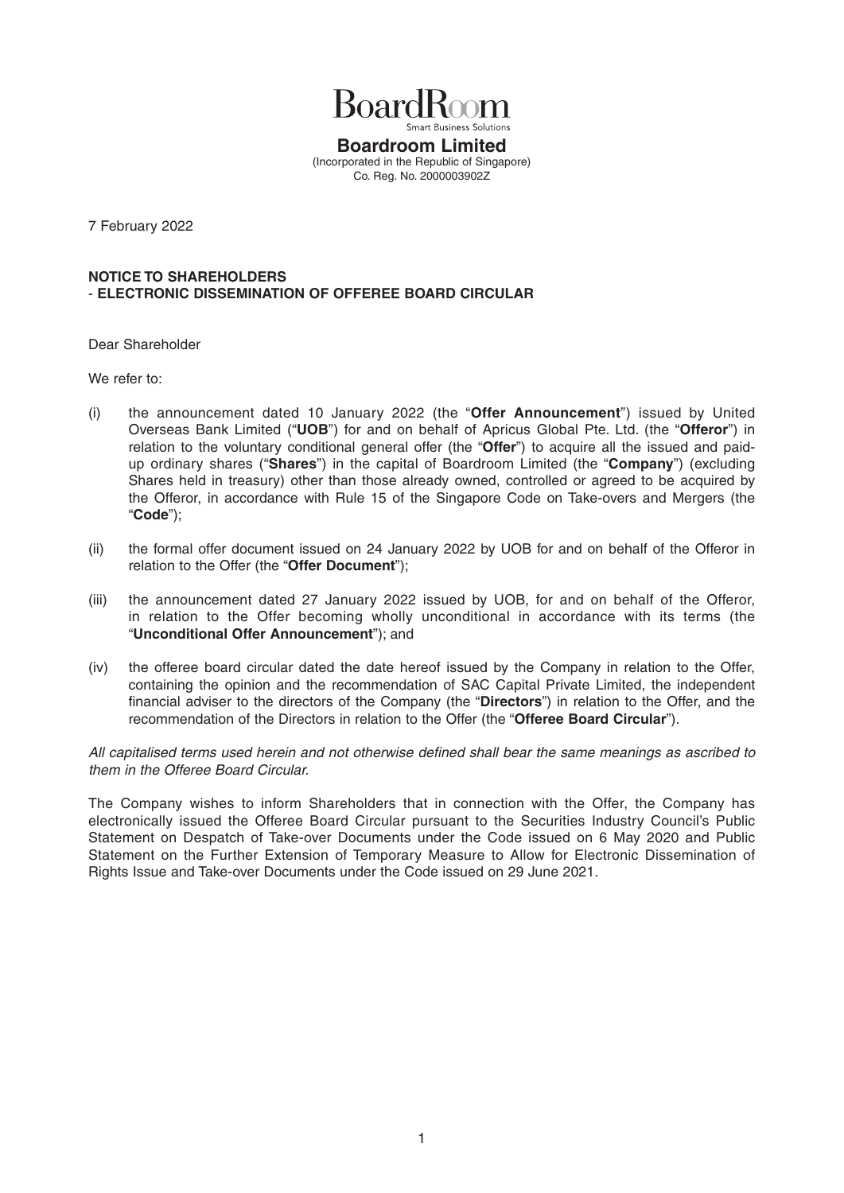BoardRoom
Smart Business Solutions

**Boardroom Limited**
(Incorporated in the Republic of Singapore)
Co. Reg. No. 2000003902Z

7 February 2022

**NOTICE TO SHAREHOLDERS**
**- ELECTRONIC DISSEMINATION OF OFFEREE BOARD CIRCULAR**

Dear Shareholder

We refer to:

(i) the announcement dated 10 January 2022 (the "**Offer Announcement**") issued by United Overseas Bank Limited ("**UOB**") for and on behalf of Apricus Global Pte. Ltd. (the "**Offeror**") in relation to the voluntary conditional general offer (the "**Offer**") to acquire all the issued and paid-up ordinary shares ("**Shares**") in the capital of Boardroom Limited (the "**Company**") (excluding Shares held in treasury) other than those already owned, controlled or agreed to be acquired by the Offeror, in accordance with Rule 15 of the Singapore Code on Take-overs and Mergers (the "**Code**");

(ii) the formal offer document issued on 24 January 2022 by UOB for and on behalf of the Offeror in relation to the Offer (the "**Offer Document**");

(iii) the announcement dated 27 January 2022 issued by UOB, for and on behalf of the Offeror, in relation to the Offer becoming wholly unconditional in accordance with its terms (the "**Unconditional Offer Announcement**"); and

(iv) the offeree board circular dated the date hereof issued by the Company in relation to the Offer, containing the opinion and the recommendation of SAC Capital Private Limited, the independent financial adviser to the directors of the Company (the "**Directors**") in relation to the Offer, and the recommendation of the Directors in relation to the Offer (the "**Offeree Board Circular**").

*All capitalised terms used herein and not otherwise defined shall bear the same meanings as ascribed to them in the Offeree Board Circular.*

The Company wishes to inform Shareholders that in connection with the Offer, the Company has electronically issued the Offeree Board Circular pursuant to the Securities Industry Council's Public Statement on Despatch of Take-over Documents under the Code issued on 6 May 2020 and Public Statement on the Further Extension of Temporary Measure to Allow for Electronic Dissemination of Rights Issue and Take-over Documents under the Code issued on 29 June 2021.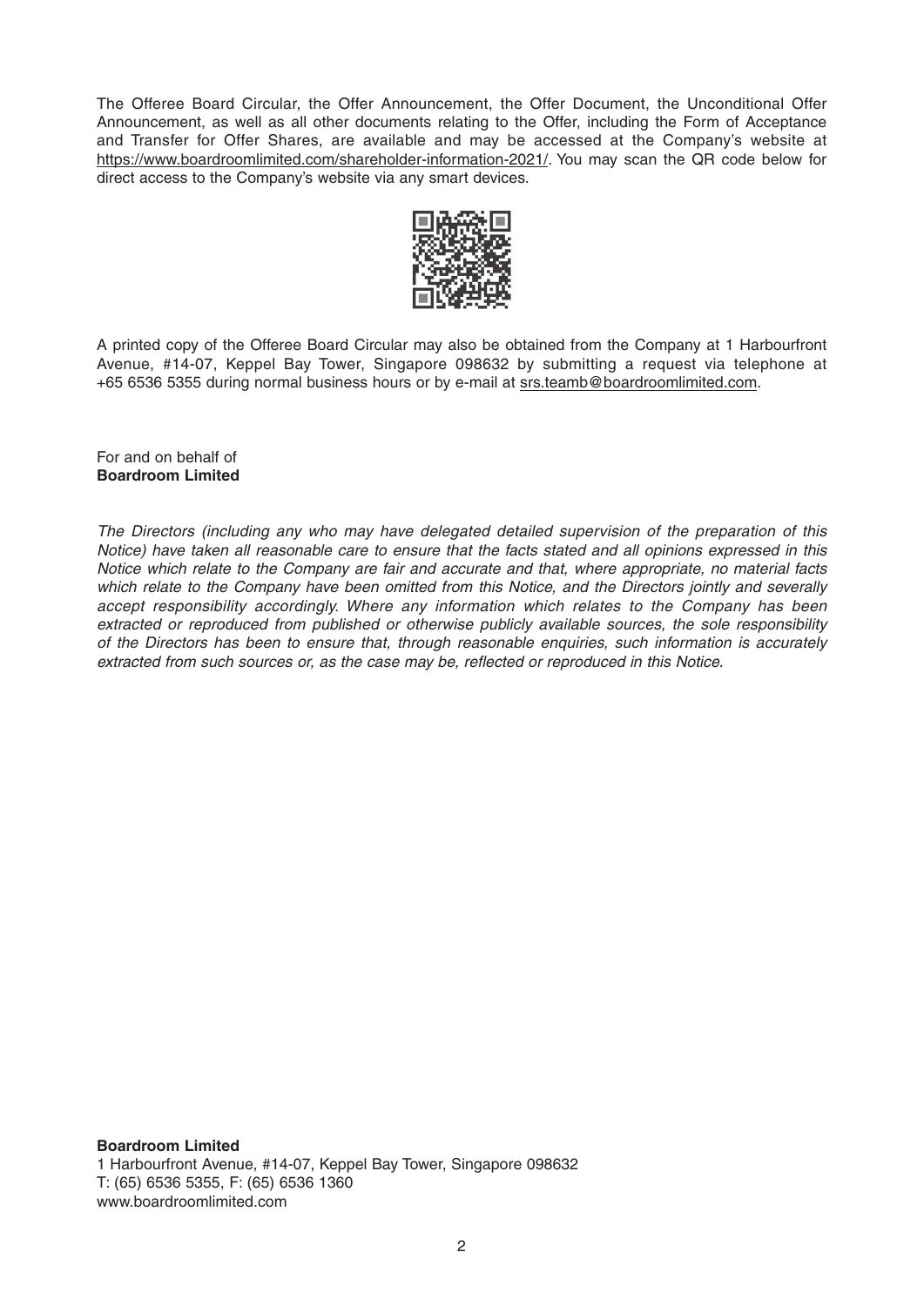The Offeree Board Circular, the Offer Announcement, the Offer Document, the Unconditional Offer Announcement, as well as all other documents relating to the Offer, including the Form of Acceptance and Transfer for Offer Shares, are available and may be accessed at the Company's website at https://www.boardroomlimited.com/shareholder-information-2021/. You may scan the QR code below for direct access to the Company's website via any smart devices.

A printed copy of the Offeree Board Circular may also be obtained from the Company at 1 Harbourfront Avenue, #14-07, Keppel Bay Tower, Singapore 098632 by submitting a request via telephone at +65 6536 5355 during normal business hours or by e-mail at srs.teamb@boardroomlimited.com.

For and on behalf of
**Boardroom Limited**

*The Directors (including any who may have delegated detailed supervision of the preparation of this Notice) have taken all reasonable care to ensure that the facts stated and all opinions expressed in this Notice which relate to the Company are fair and accurate and that, where appropriate, no material facts which relate to the Company have been omitted from this Notice, and the Directors jointly and severally accept responsibility accordingly. Where any information which relates to the Company has been extracted or reproduced from published or otherwise publicly available sources, the sole responsibility of the Directors has been to ensure that, through reasonable enquiries, such information is accurately extracted from such sources or, as the case may be, reflected or reproduced in this Notice.*

**Boardroom Limited**
1 Harbourfront Avenue, #14-07, Keppel Bay Tower, Singapore 098632
T: (65) 6536 5355, F: (65) 6536 1360
www.boardroomlimited.com